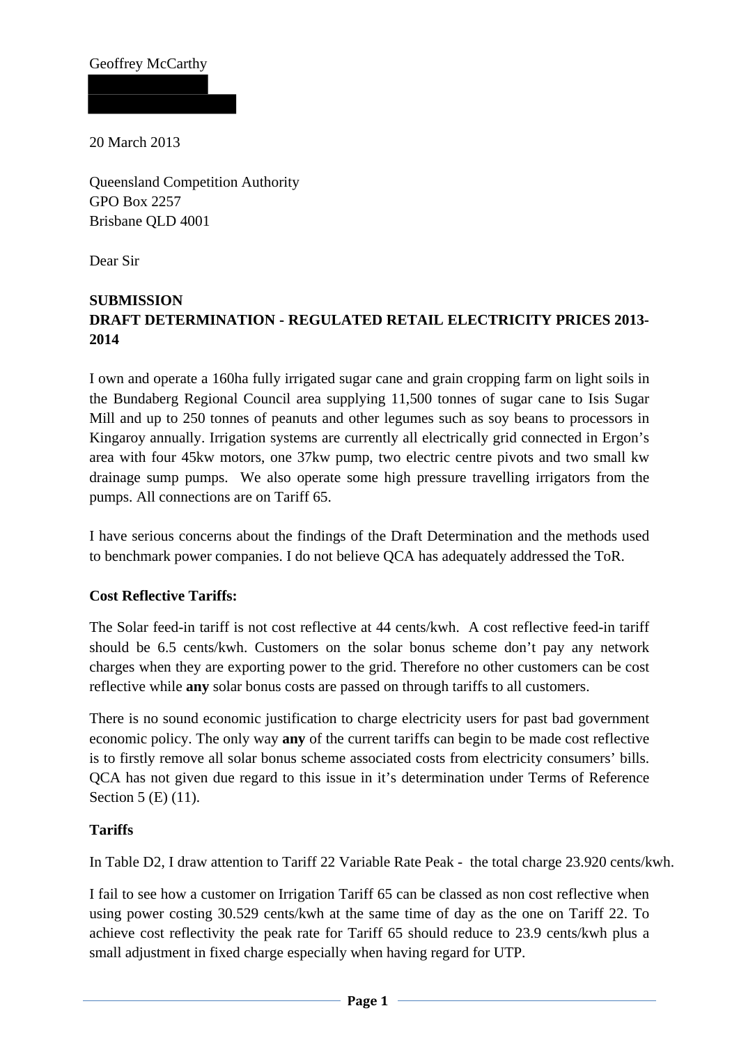Geoffrey McCarthy

20 March 2013

Queensland Competition Authority
GPO Box 2257
Brisbane QLD 4001

Dear Sir

**SUBMISSION**
**DRAFT DETERMINATION - REGULATED RETAIL ELECTRICITY PRICES 2013-2014**

I own and operate a 160ha fully irrigated sugar cane and grain cropping farm on light soils in the Bundaberg Regional Council area supplying 11,500 tonnes of sugar cane to Isis Sugar Mill and up to 250 tonnes of peanuts and other legumes such as soy beans to processors in Kingaroy annually. Irrigation systems are currently all electrically grid connected in Ergon's area with four 45kw motors, one 37kw pump, two electric centre pivots and two small kw drainage sump pumps. We also operate some high pressure travelling irrigators from the pumps. All connections are on Tariff 65.

I have serious concerns about the findings of the Draft Determination and the methods used to benchmark power companies. I do not believe QCA has adequately addressed the ToR.

**Cost Reflective Tariffs:**

The Solar feed-in tariff is not cost reflective at 44 cents/kwh. A cost reflective feed-in tariff should be 6.5 cents/kwh. Customers on the solar bonus scheme don't pay any network charges when they are exporting power to the grid. Therefore no other customers can be cost reflective while **any** solar bonus costs are passed on through tariffs to all customers.

There is no sound economic justification to charge electricity users for past bad government economic policy. The only way **any** of the current tariffs can begin to be made cost reflective is to firstly remove all solar bonus scheme associated costs from electricity consumers' bills. QCA has not given due regard to this issue in it's determination under Terms of Reference Section 5 (E) (11).

**Tariffs**

In Table D2, I draw attention to Tariff 22 Variable Rate Peak - the total charge 23.920 cents/kwh.

I fail to see how a customer on Irrigation Tariff 65 can be classed as non cost reflective when using power costing 30.529 cents/kwh at the same time of day as the one on Tariff 22. To achieve cost reflectivity the peak rate for Tariff 65 should reduce to 23.9 cents/kwh plus a small adjustment in fixed charge especially when having regard for UTP.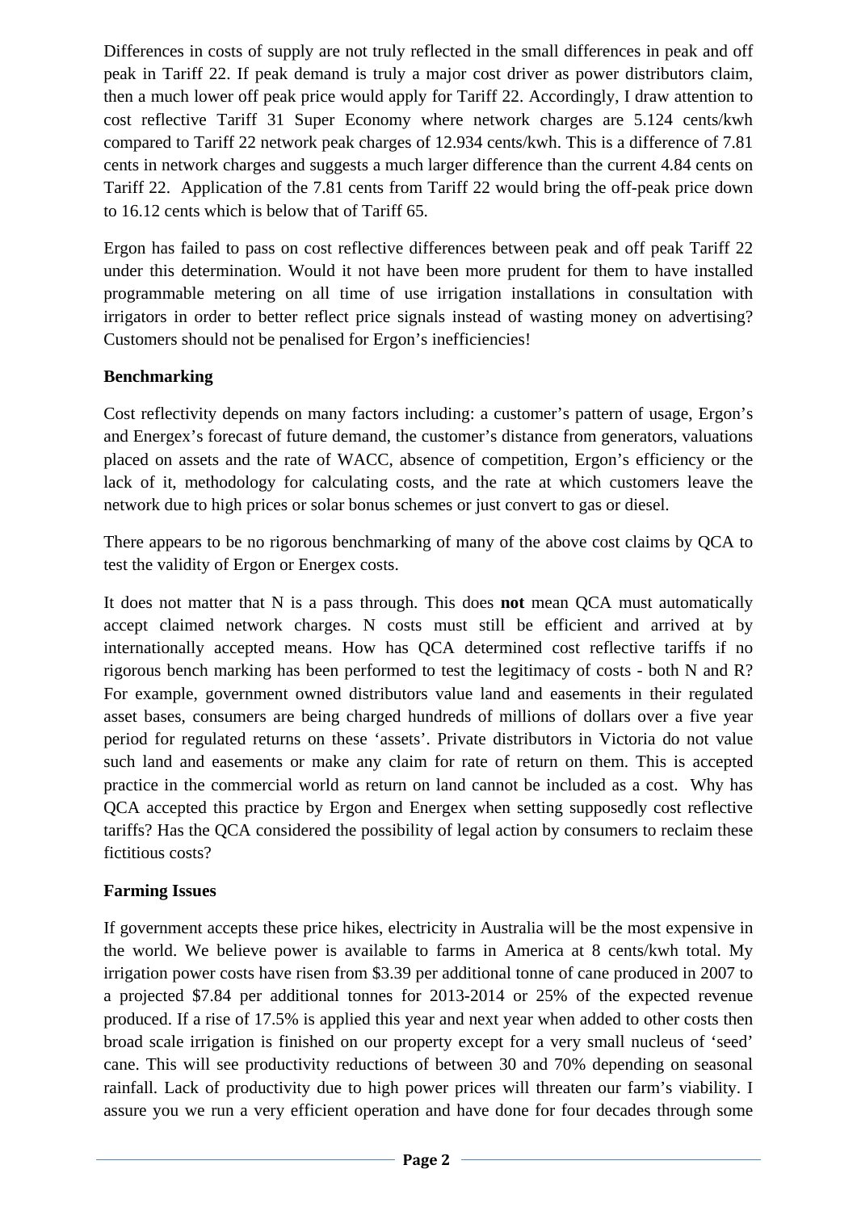Differences in costs of supply are not truly reflected in the small differences in peak and off peak in Tariff 22. If peak demand is truly a major cost driver as power distributors claim, then a much lower off peak price would apply for Tariff 22. Accordingly, I draw attention to cost reflective Tariff 31 Super Economy where network charges are 5.124 cents/kwh compared to Tariff 22 network peak charges of 12.934 cents/kwh. This is a difference of 7.81 cents in network charges and suggests a much larger difference than the current 4.84 cents on Tariff 22. Application of the 7.81 cents from Tariff 22 would bring the off-peak price down to 16.12 cents which is below that of Tariff 65.

Ergon has failed to pass on cost reflective differences between peak and off peak Tariff 22 under this determination. Would it not have been more prudent for them to have installed programmable metering on all time of use irrigation installations in consultation with irrigators in order to better reflect price signals instead of wasting money on advertising? Customers should not be penalised for Ergon's inefficiencies!

**Benchmarking**

Cost reflectivity depends on many factors including: a customer's pattern of usage, Ergon's and Energex's forecast of future demand, the customer's distance from generators, valuations placed on assets and the rate of WACC, absence of competition, Ergon's efficiency or the lack of it, methodology for calculating costs, and the rate at which customers leave the network due to high prices or solar bonus schemes or just convert to gas or diesel.

There appears to be no rigorous benchmarking of many of the above cost claims by QCA to test the validity of Ergon or Energex costs.

It does not matter that N is a pass through. This does **not** mean QCA must automatically accept claimed network charges. N costs must still be efficient and arrived at by internationally accepted means. How has QCA determined cost reflective tariffs if no rigorous bench marking has been performed to test the legitimacy of costs - both N and R? For example, government owned distributors value land and easements in their regulated asset bases, consumers are being charged hundreds of millions of dollars over a five year period for regulated returns on these 'assets'. Private distributors in Victoria do not value such land and easements or make any claim for rate of return on them. This is accepted practice in the commercial world as return on land cannot be included as a cost. Why has QCA accepted this practice by Ergon and Energex when setting supposedly cost reflective tariffs? Has the QCA considered the possibility of legal action by consumers to reclaim these fictitious costs?

**Farming Issues**

If government accepts these price hikes, electricity in Australia will be the most expensive in the world. We believe power is available to farms in America at 8 cents/kwh total. My irrigation power costs have risen from $3.39 per additional tonne of cane produced in 2007 to a projected $7.84 per additional tonnes for 2013-2014 or 25% of the expected revenue produced. If a rise of 17.5% is applied this year and next year when added to other costs then broad scale irrigation is finished on our property except for a very small nucleus of 'seed' cane. This will see productivity reductions of between 30 and 70% depending on seasonal rainfall. Lack of productivity due to high power prices will threaten our farm's viability. I assure you we run a very efficient operation and have done for four decades through some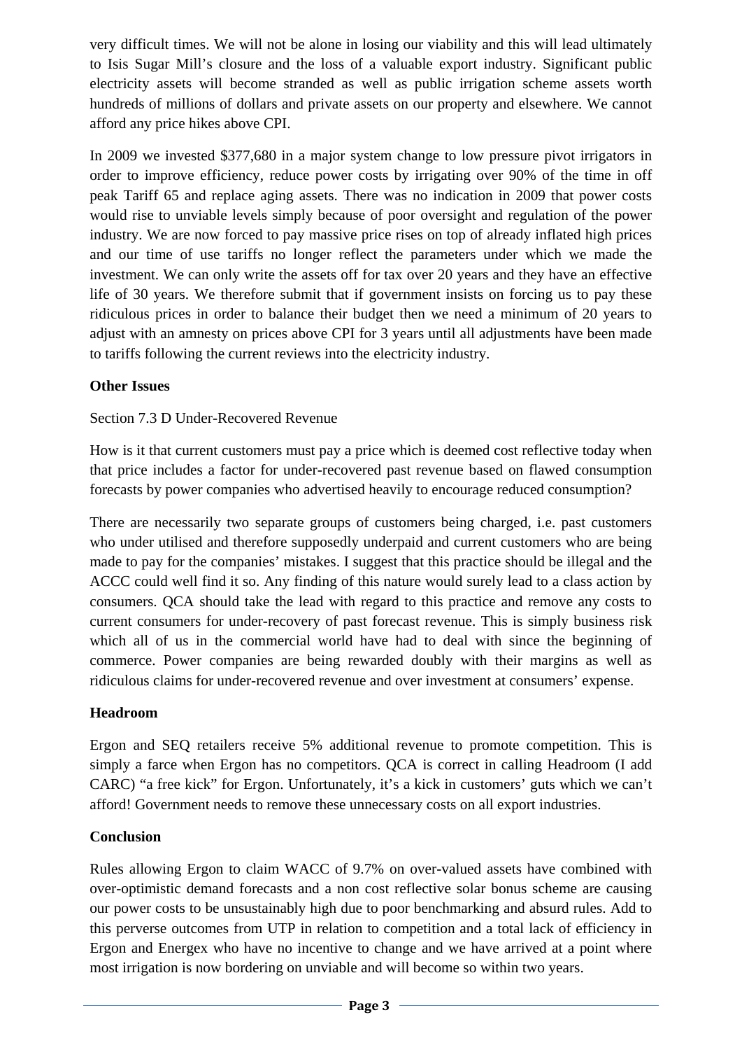very difficult times. We will not be alone in losing our viability and this will lead ultimately to Isis Sugar Mill's closure and the loss of a valuable export industry. Significant public electricity assets will become stranded as well as public irrigation scheme assets worth hundreds of millions of dollars and private assets on our property and elsewhere. We cannot afford any price hikes above CPI.

In 2009 we invested $377,680 in a major system change to low pressure pivot irrigators in order to improve efficiency, reduce power costs by irrigating over 90% of the time in off peak Tariff 65 and replace aging assets. There was no indication in 2009 that power costs would rise to unviable levels simply because of poor oversight and regulation of the power industry. We are now forced to pay massive price rises on top of already inflated high prices and our time of use tariffs no longer reflect the parameters under which we made the investment. We can only write the assets off for tax over 20 years and they have an effective life of 30 years. We therefore submit that if government insists on forcing us to pay these ridiculous prices in order to balance their budget then we need a minimum of 20 years to adjust with an amnesty on prices above CPI for 3 years until all adjustments have been made to tariffs following the current reviews into the electricity industry.

**Other Issues**

Section 7.3 D Under-Recovered Revenue

How is it that current customers must pay a price which is deemed cost reflective today when that price includes a factor for under-recovered past revenue based on flawed consumption forecasts by power companies who advertised heavily to encourage reduced consumption?

There are necessarily two separate groups of customers being charged, i.e. past customers who under utilised and therefore supposedly underpaid and current customers who are being made to pay for the companies' mistakes. I suggest that this practice should be illegal and the ACCC could well find it so. Any finding of this nature would surely lead to a class action by consumers. QCA should take the lead with regard to this practice and remove any costs to current consumers for under-recovery of past forecast revenue. This is simply business risk which all of us in the commercial world have had to deal with since the beginning of commerce. Power companies are being rewarded doubly with their margins as well as ridiculous claims for under-recovered revenue and over investment at consumers' expense.

**Headroom**

Ergon and SEQ retailers receive 5% additional revenue to promote competition. This is simply a farce when Ergon has no competitors. QCA is correct in calling Headroom (I add CARC) "a free kick" for Ergon. Unfortunately, it's a kick in customers' guts which we can't afford! Government needs to remove these unnecessary costs on all export industries.

**Conclusion**

Rules allowing Ergon to claim WACC of 9.7% on over-valued assets have combined with over-optimistic demand forecasts and a non cost reflective solar bonus scheme are causing our power costs to be unsustainably high due to poor benchmarking and absurd rules. Add to this perverse outcomes from UTP in relation to competition and a total lack of efficiency in Ergon and Energex who have no incentive to change and we have arrived at a point where most irrigation is now bordering on unviable and will become so within two years.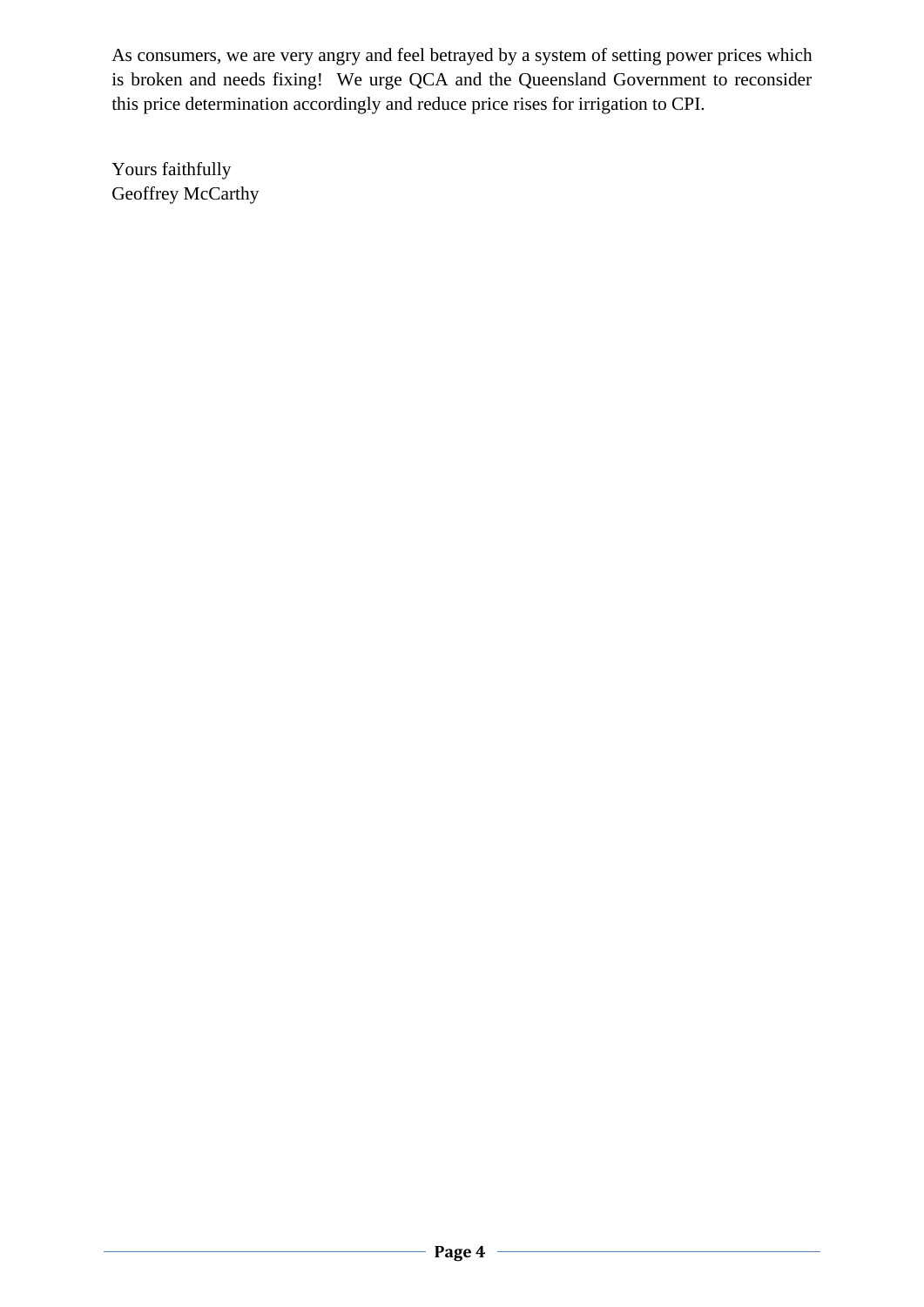As consumers, we are very angry and feel betrayed by a system of setting power prices which is broken and needs fixing! We urge QCA and the Queensland Government to reconsider this price determination accordingly and reduce price rises for irrigation to CPI.

Yours faithfully
Geoffrey McCarthy